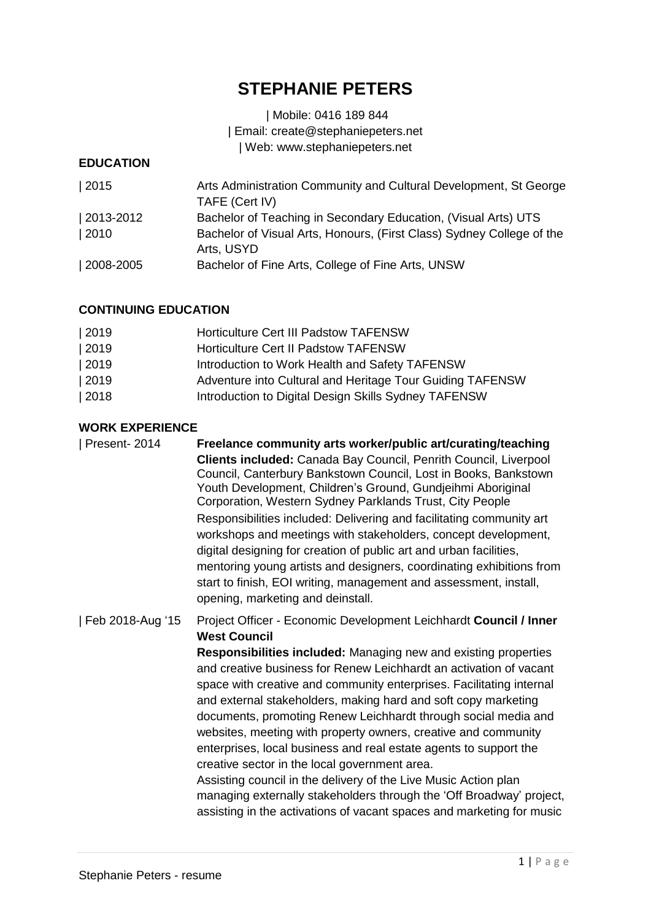# STEPHANIE PETERS

| Mobile: 0416 189 844
| Email: create@stephaniepeters.net
| Web: www.stephaniepeters.net

## EDUCATION

| | |
|---|---|
| 2015 | Arts Administration Community and Cultural Development, St George TAFE (Cert IV) |
| 2013-2012 | Bachelor of Teaching in Secondary Education, (Visual Arts) UTS |
| 2010 | Bachelor of Visual Arts, Honours, (First Class) Sydney College of the Arts, USYD |
| 2008-2005 | Bachelor of Fine Arts, College of Fine Arts, UNSW |

## CONTINUING EDUCATION

| | |
|---|---|
| 2019 | Horticulture Cert III Padstow TAFENSW |
| 2019 | Horticulture Cert II Padstow TAFENSW |
| 2019 | Introduction to Work Health and Safety TAFENSW |
| 2019 | Adventure into Cultural and Heritage Tour Guiding TAFENSW |
| 2018 | Introduction to Digital Design Skills Sydney TAFENSW |

## WORK EXPERIENCE

| Present- 2014

**Freelance community arts worker/public art/curating/teaching**

**Clients included:** Canada Bay Council, Penrith Council, Liverpool Council, Canterbury Bankstown Council, Lost in Books, Bankstown Youth Development, Children's Ground, Gundjeihmi Aboriginal Corporation, Western Sydney Parklands Trust, City People

Responsibilities included: Delivering and facilitating community art workshops and meetings with stakeholders, concept development, digital designing for creation of public art and urban facilities, mentoring young artists and designers, coordinating exhibitions from start to finish, EOI writing, management and assessment, install, opening, marketing and deinstall.

| Feb 2018-Aug '15

Project Officer - Economic Development Leichhardt **Council / Inner West Council**

**Responsibilities included:** Managing new and existing properties and creative business for Renew Leichhardt an activation of vacant space with creative and community enterprises. Facilitating internal and external stakeholders, making hard and soft copy marketing documents, promoting Renew Leichhardt through social media and websites, meeting with property owners, creative and community enterprises, local business and real estate agents to support the creative sector in the local government area.

Assisting council in the delivery of the Live Music Action plan managing externally stakeholders through the 'Off Broadway' project, assisting in the activations of vacant spaces and marketing for music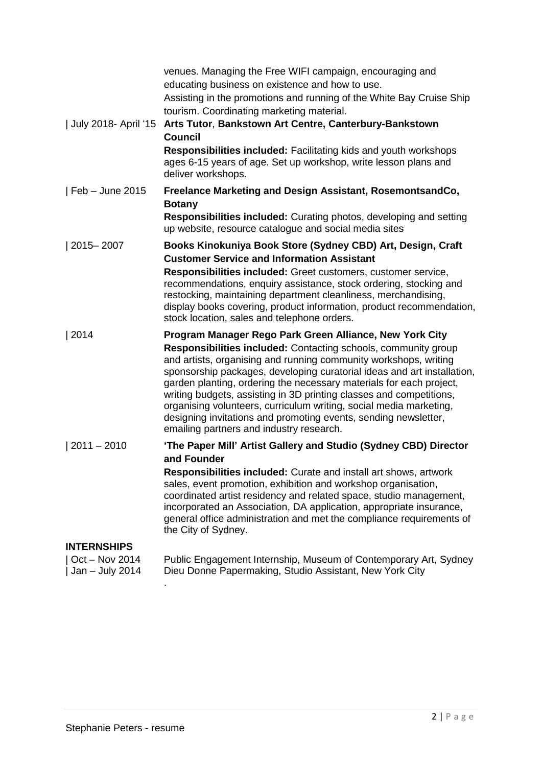venues. Managing the Free WIFI campaign, encouraging and educating business on existence and how to use.
Assisting in the promotions and running of the White Bay Cruise Ship tourism. Coordinating marketing material.

| July 2018- April '15 **Arts Tutor**, **Bankstown Art Centre, Canterbury-Bankstown Council**
**Responsibilities included:** Facilitating kids and youth workshops ages 6-15 years of age. Set up workshop, write lesson plans and deliver workshops.

| Feb – June 2015 **Freelance Marketing and Design Assistant, RosemontsandCo, Botany**
**Responsibilities included:** Curating photos, developing and setting up website, resource catalogue and social media sites

| 2015– 2007 **Books Kinokuniya Book Store (Sydney CBD) Art, Design, Craft Customer Service and Information Assistant**
**Responsibilities included:** Greet customers, customer service, recommendations, enquiry assistance, stock ordering, stocking and restocking, maintaining department cleanliness, merchandising, display books covering, product information, product recommendation, stock location, sales and telephone orders.

| 2014 **Program Manager Rego Park Green Alliance, New York City**
**Responsibilities included:** Contacting schools, community group and artists, organising and running community workshops, writing sponsorship packages, developing curatorial ideas and art installation, garden planting, ordering the necessary materials for each project, writing budgets, assisting in 3D printing classes and competitions, organising volunteers, curriculum writing, social media marketing, designing invitations and promoting events, sending newsletter, emailing partners and industry research.

| 2011 – 2010 **'The Paper Mill' Artist Gallery and Studio (Sydney CBD) Director and Founder**
**Responsibilities included:** Curate and install art shows, artwork sales, event promotion, exhibition and workshop organisation, coordinated artist residency and related space, studio management, incorporated an Association, DA application, appropriate insurance, general office administration and met the compliance requirements of the City of Sydney.

## INTERNSHIPS

| Oct – Nov 2014 Public Engagement Internship, Museum of Contemporary Art, Sydney
| Jan – July 2014 Dieu Donne Papermaking, Studio Assistant, New York City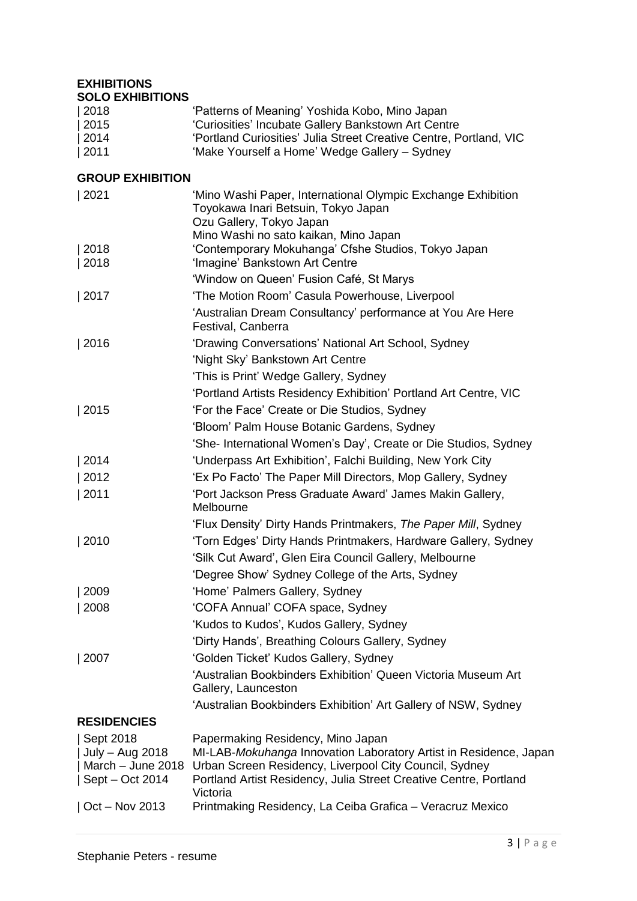# EXHIBITIONS

## SOLO EXHIBITIONS

| 2018 'Patterns of Meaning' Yoshida Kobo, Mino Japan
| 2015 'Curiosities' Incubate Gallery Bankstown Art Centre
| 2014 'Portland Curiosities' Julia Street Creative Centre, Portland, VIC
| 2011 'Make Yourself a Home' Wedge Gallery – Sydney

## GROUP EXHIBITION

| 2021 'Mino Washi Paper, International Olympic Exchange Exhibition
Toyokawa Inari Betsuin, Tokyo Japan
Ozu Gallery, Tokyo Japan
Mino Washi no sato kaikan, Mino Japan

| 2018 'Contemporary Mokuhanga' Cfshe Studios, Tokyo Japan

| 2018 'Imagine' Bankstown Art Centre
'Window on Queen' Fusion Café, St Marys

| 2017 'The Motion Room' Casula Powerhouse, Liverpool
'Australian Dream Consultancy' performance at You Are Here Festival, Canberra

| 2016 'Drawing Conversations' National Art School, Sydney
'Night Sky' Bankstown Art Centre
'This is Print' Wedge Gallery, Sydney
'Portland Artists Residency Exhibition' Portland Art Centre, VIC

| 2015 'For the Face' Create or Die Studios, Sydney
'Bloom' Palm House Botanic Gardens, Sydney
'She- International Women's Day', Create or Die Studios, Sydney

| 2014 'Underpass Art Exhibition', Falchi Building, New York City

| 2012 'Ex Po Facto' The Paper Mill Directors, Mop Gallery, Sydney

| 2011 'Port Jackson Press Graduate Award' James Makin Gallery, Melbourne
'Flux Density' Dirty Hands Printmakers, *The Paper Mill*, Sydney

| 2010 'Torn Edges' Dirty Hands Printmakers, Hardware Gallery, Sydney
'Silk Cut Award', Glen Eira Council Gallery, Melbourne
'Degree Show' Sydney College of the Arts, Sydney

| 2009 'Home' Palmers Gallery, Sydney

| 2008 'COFA Annual' COFA space, Sydney
'Kudos to Kudos', Kudos Gallery, Sydney
'Dirty Hands', Breathing Colours Gallery, Sydney

| 2007 'Golden Ticket' Kudos Gallery, Sydney
'Australian Bookbinders Exhibition' Queen Victoria Museum Art Gallery, Launceston
'Australian Bookbinders Exhibition' Art Gallery of NSW, Sydney

## RESIDENCIES

| Sept 2018 Papermaking Residency, Mino Japan
| July – Aug 2018 MI-LAB-*Mokuhanga* Innovation Laboratory Artist in Residence, Japan
| March – June 2018 Urban Screen Residency, Liverpool City Council, Sydney
| Sept – Oct 2014 Portland Artist Residency, Julia Street Creative Centre, Portland Victoria
| Oct – Nov 2013 Printmaking Residency, La Ceiba Grafica – Veracruz Mexico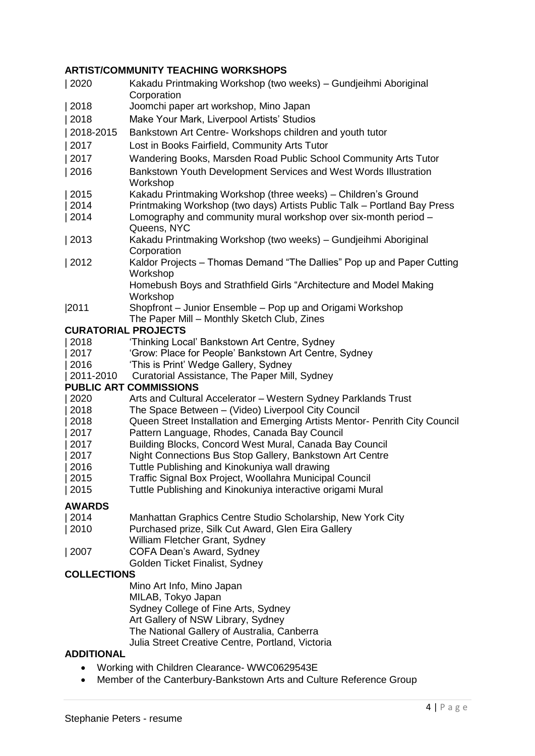## ARTIST/COMMUNITY TEACHING WORKSHOPS

| | |
|---|---|
| \| 2020 | Kakadu Printmaking Workshop (two weeks) – Gundjeihmi Aboriginal Corporation |
| \| 2018 | Joomchi paper art workshop, Mino Japan |
| \| 2018 | Make Your Mark, Liverpool Artists' Studios |
| \| 2018-2015 | Bankstown Art Centre- Workshops children and youth tutor |
| \| 2017 | Lost in Books Fairfield, Community Arts Tutor |
| \| 2017 | Wandering Books, Marsden Road Public School Community Arts Tutor |
| \| 2016 | Bankstown Youth Development Services and West Words Illustration Workshop |
| \| 2015 | Kakadu Printmaking Workshop (three weeks) – Children's Ground |
| \| 2014 | Printmaking Workshop (two days) Artists Public Talk – Portland Bay Press |
| \| 2014 | Lomography and community mural workshop over six-month period – Queens, NYC |
| \| 2013 | Kakadu Printmaking Workshop (two weeks) – Gundjeihmi Aboriginal Corporation |
| \| 2012 | Kaldor Projects – Thomas Demand "The Dallies" Pop up and Paper Cutting Workshop |
| | Homebush Boys and Strathfield Girls "Architecture and Model Making Workshop |
| \|2011 | Shopfront – Junior Ensemble – Pop up and Origami Workshop |
| | The Paper Mill – Monthly Sketch Club, Zines |

## CURATORIAL PROJECTS

| | |
|---|---|
| \| 2018 | 'Thinking Local' Bankstown Art Centre, Sydney |
| \| 2017 | 'Grow: Place for People' Bankstown Art Centre, Sydney |
| \| 2016 | 'This is Print' Wedge Gallery, Sydney |
| \| 2011-2010 | Curatorial Assistance, The Paper Mill, Sydney |

## PUBLIC ART COMMISSIONS

| | |
|---|---|
| \| 2020 | Arts and Cultural Accelerator – Western Sydney Parklands Trust |
| \| 2018 | The Space Between – (Video) Liverpool City Council |
| \| 2018 | Queen Street Installation and Emerging Artists Mentor- Penrith City Council |
| \| 2017 | Pattern Language, Rhodes, Canada Bay Council |
| \| 2017 | Building Blocks, Concord West Mural, Canada Bay Council |
| \| 2017 | Night Connections Bus Stop Gallery, Bankstown Art Centre |
| \| 2016 | Tuttle Publishing and Kinokuniya wall drawing |
| \| 2015 | Traffic Signal Box Project, Woollahra Municipal Council |
| \| 2015 | Tuttle Publishing and Kinokuniya interactive origami Mural |

## AWARDS

| | |
|---|---|
| \| 2014 | Manhattan Graphics Centre Studio Scholarship, New York City |
| \| 2010 | Purchased prize, Silk Cut Award, Glen Eira Gallery |
| | William Fletcher Grant, Sydney |
| \| 2007 | COFA Dean's Award, Sydney |
| | Golden Ticket Finalist, Sydney |

## COLLECTIONS

Mino Art Info, Mino Japan
MILAB, Tokyo Japan
Sydney College of Fine Arts, Sydney
Art Gallery of NSW Library, Sydney
The National Gallery of Australia, Canberra
Julia Street Creative Centre, Portland, Victoria

## ADDITIONAL

- Working with Children Clearance- WWC0629543E
- Member of the Canterbury-Bankstown Arts and Culture Reference Group